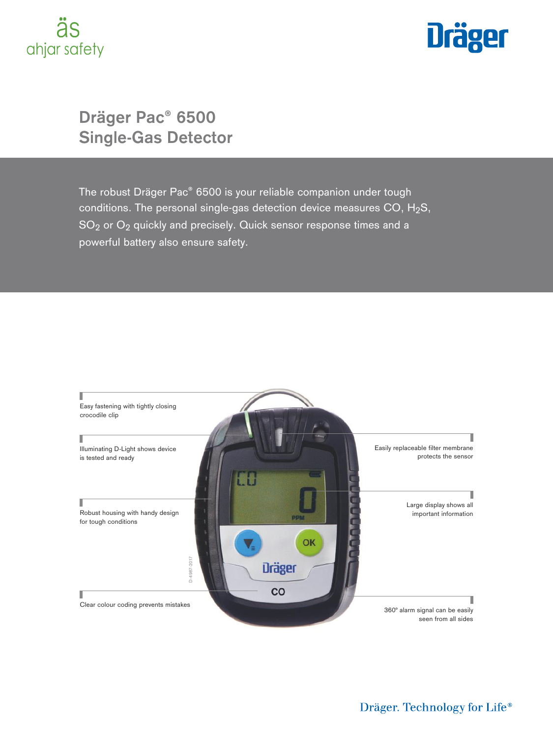# Dräger Pac® 6500 Single-Gas Detector

The robust Dräger Pac® 6500 is your reliable companion under tough conditions. The personal single-gas detection device measures CO, $H_2S$, $SO_2$ or $O_2$ quickly and precisely. Quick sensor response times and a powerful battery also ensure safety.

Easy fastening with tightly closing crocodile clip

Illuminating D-Light shows device is tested and ready

Robust housing with handy design for tough conditions

Clear colour coding prevents mistakes

Easily replaceable filter membrane protects the sensor

Large display shows all important information

360° alarm signal can be easily seen from all sides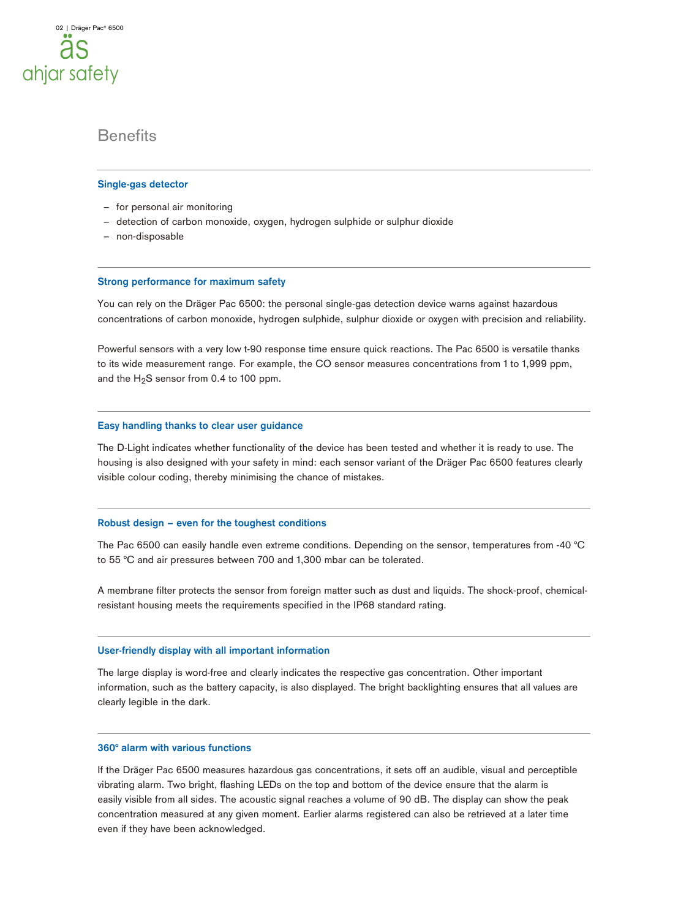## Benefits

### Single-gas detector

- for personal air monitoring
- detection of carbon monoxide, oxygen, hydrogen sulphide or sulphur dioxide
- non-disposable

### Strong performance for maximum safety

You can rely on the Dräger Pac 6500: the personal single-gas detection device warns against hazardous concentrations of carbon monoxide, hydrogen sulphide, sulphur dioxide or oxygen with precision and reliability.

Powerful sensors with a very low t-90 response time ensure quick reactions. The Pac 6500 is versatile thanks to its wide measurement range. For example, the CO sensor measures concentrations from 1 to 1,999 ppm, and the $H_2S$ sensor from 0.4 to 100 ppm.

### Easy handling thanks to clear user guidance

The D-Light indicates whether functionality of the device has been tested and whether it is ready to use. The housing is also designed with your safety in mind: each sensor variant of the Dräger Pac 6500 features clearly visible colour coding, thereby minimising the chance of mistakes.

### Robust design – even for the toughest conditions

The Pac 6500 can easily handle even extreme conditions. Depending on the sensor, temperatures from -40 °C to 55 °C and air pressures between 700 and 1,300 mbar can be tolerated.

A membrane filter protects the sensor from foreign matter such as dust and liquids. The shock-proof, chemical-resistant housing meets the requirements specified in the IP68 standard rating.

### User-friendly display with all important information

The large display is word-free and clearly indicates the respective gas concentration. Other important information, such as the battery capacity, is also displayed. The bright backlighting ensures that all values are clearly legible in the dark.

### 360° alarm with various functions

If the Dräger Pac 6500 measures hazardous gas concentrations, it sets off an audible, visual and perceptible vibrating alarm. Two bright, flashing LEDs on the top and bottom of the device ensure that the alarm is easily visible from all sides. The acoustic signal reaches a volume of 90 dB. The display can show the peak concentration measured at any given moment. Earlier alarms registered can also be retrieved at a later time even if they have been acknowledged.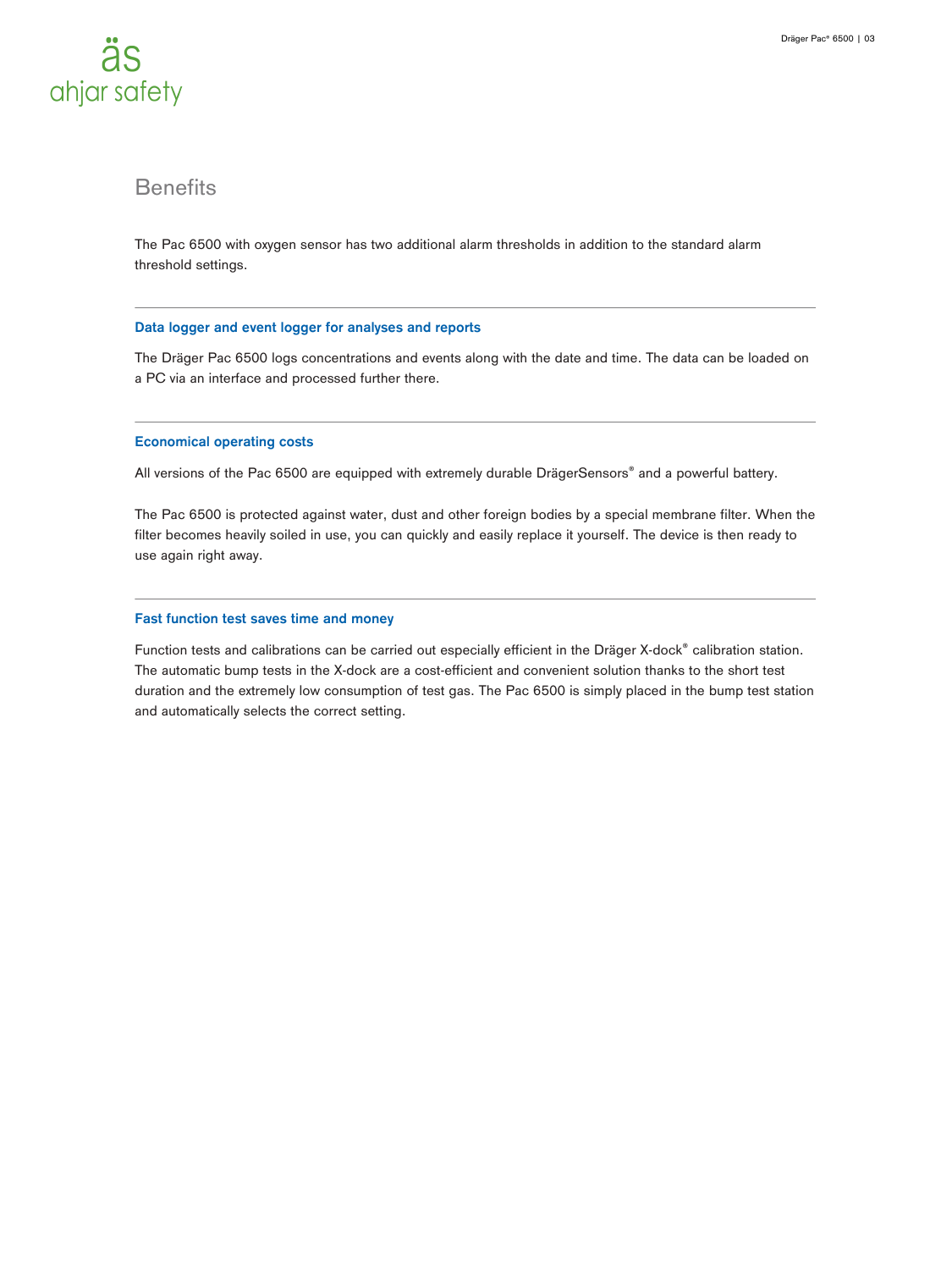## Benefits

The Pac 6500 with oxygen sensor has two additional alarm thresholds in addition to the standard alarm threshold settings.

---

### Data logger and event logger for analyses and reports

The Dräger Pac 6500 logs concentrations and events along with the date and time. The data can be loaded on a PC via an interface and processed further there.

---

### Economical operating costs

All versions of the Pac 6500 are equipped with extremely durable DrägerSensors® and a powerful battery.

The Pac 6500 is protected against water, dust and other foreign bodies by a special membrane filter. When the filter becomes heavily soiled in use, you can quickly and easily replace it yourself. The device is then ready to use again right away.

---

### Fast function test saves time and money

Function tests and calibrations can be carried out especially efficient in the Dräger X-dock® calibration station. The automatic bump tests in the X-dock are a cost-efficient and convenient solution thanks to the short test duration and the extremely low consumption of test gas. The Pac 6500 is simply placed in the bump test station and automatically selects the correct setting.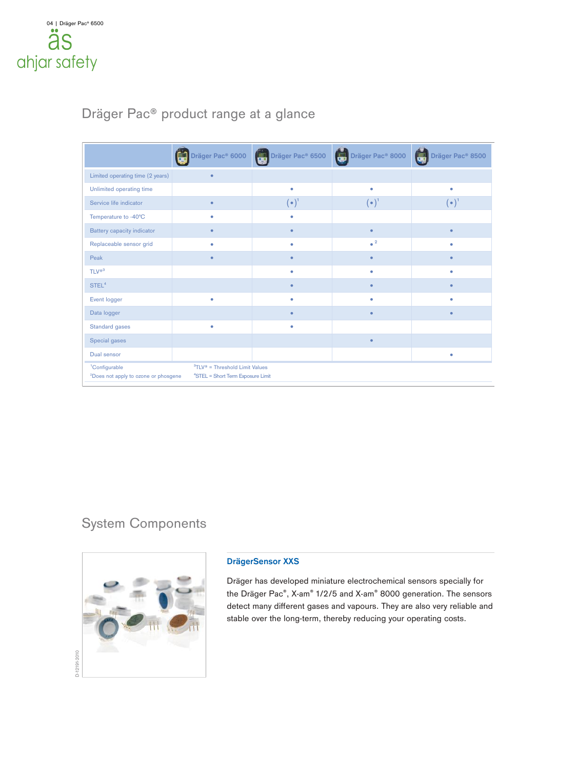## Dräger Pac® product range at a glance

| | Dräger Pac® 6000 | Dräger Pac® 6500 | Dräger Pac® 8000 | Dräger Pac® 8500 |
|---|---|---|---|---|
| Limited operating time (2 years) | • | | | |
| Unlimited operating time | | • | • | • |
| Service life indicator | • | (•)[1] | (•)[1] | (•)[1] |
| Temperature to -40°C | • | • | | |
| Battery capacity indicator | • | • | • | • |
| Replaceable sensor grid | • | • | •[2] | • |
| Peak | • | • | • | • |
| TLV®[3] | | • | • | • |
| STEL[4] | | • | • | • |
| Event logger | • | • | • | • |
| Data logger | | • | • | • |
| Standard gases | • | • | | |
| Special gases | | | • | |
| Dual sensor | | | | • |

[1]Configurable
[2]Does not apply to ozone or phosgene
[3]TLV® = Threshold Limit Values
[4]STEL = Short Term Exposure Limit

## System Components

D-12191-2010

### DrägerSensor XXS

Dräger has developed miniature electrochemical sensors specially for the Dräger Pac®, X-am® 1/2/5 and X-am® 8000 generation. The sensors detect many different gases and vapours. They are also very reliable and stable over the long-term, thereby reducing your operating costs.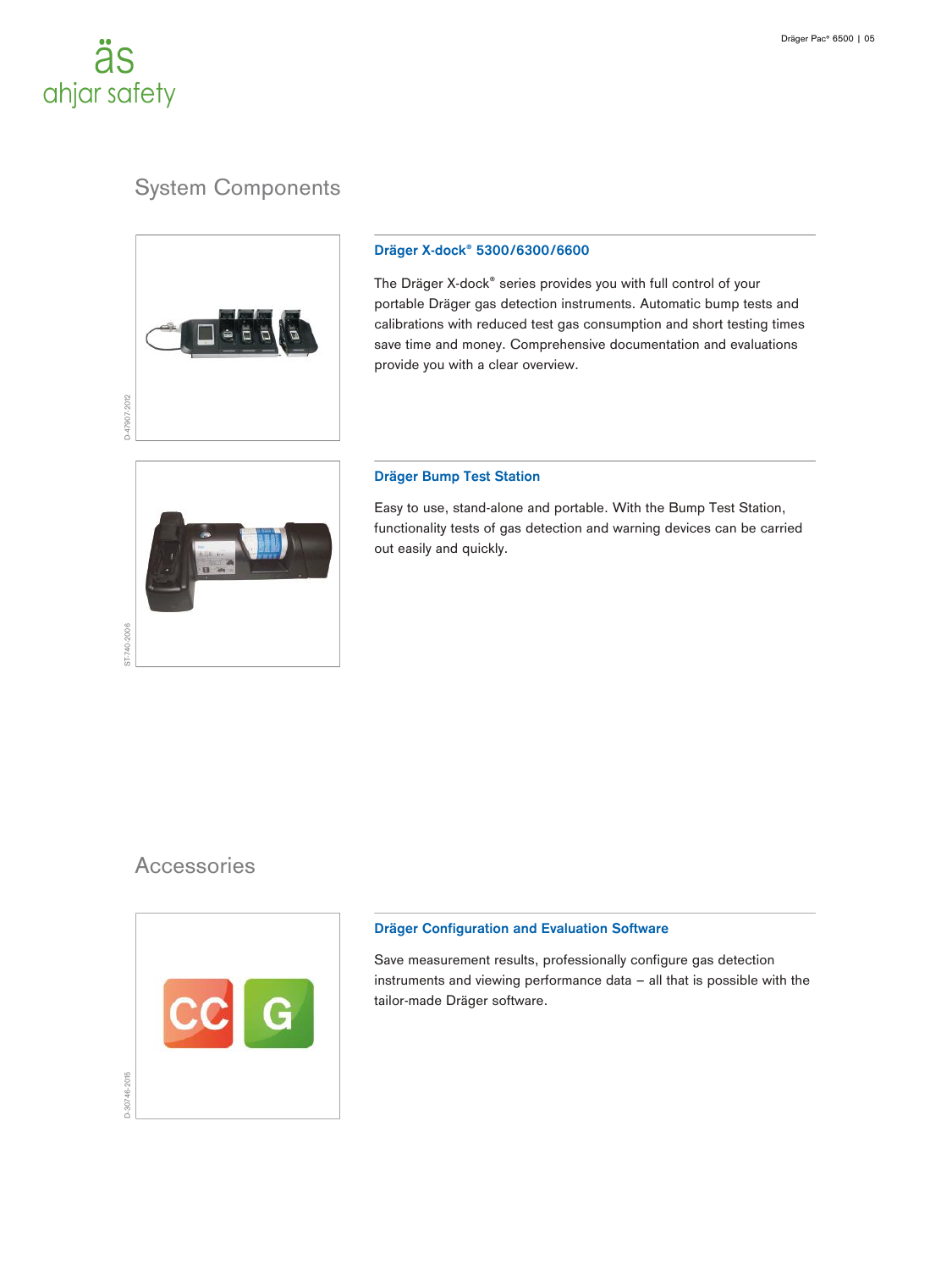## System Components

### Dräger X-dock® 5300/6300/6600

The Dräger X-dock® series provides you with full control of your portable Dräger gas detection instruments. Automatic bump tests and calibrations with reduced test gas consumption and short testing times save time and money. Comprehensive documentation and evaluations provide you with a clear overview.

### Dräger Bump Test Station

Easy to use, stand-alone and portable. With the Bump Test Station, functionality tests of gas detection and warning devices can be carried out easily and quickly.

## Accessories

### Dräger Configuration and Evaluation Software

Save measurement results, professionally configure gas detection instruments and viewing performance data – all that is possible with the tailor-made Dräger software.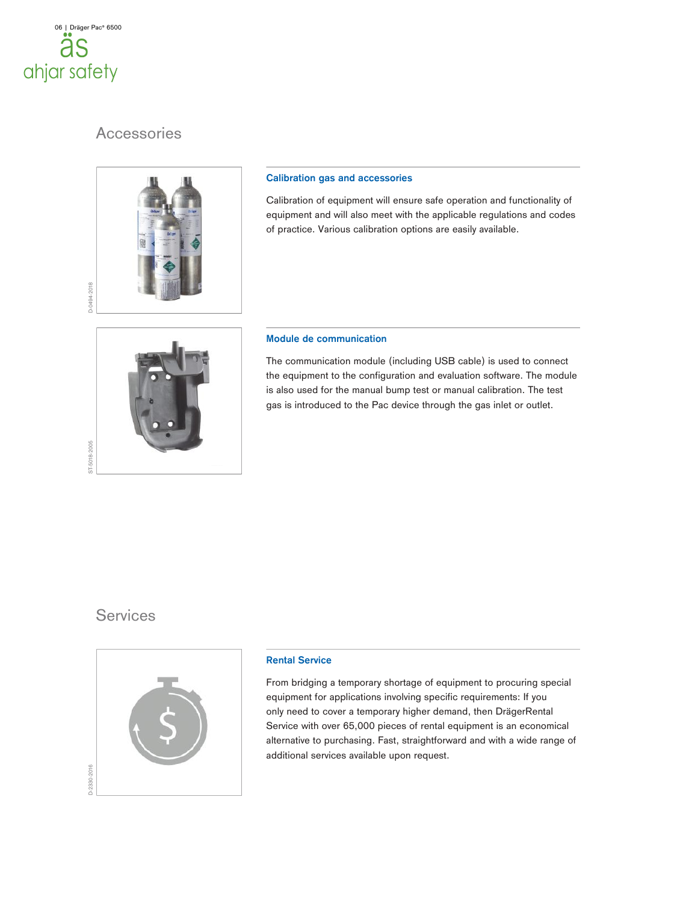## Accessories

### Calibration gas and accessories

Calibration of equipment will ensure safe operation and functionality of equipment and will also meet with the applicable regulations and codes of practice. Various calibration options are easily available.

### Module de communication

The communication module (including USB cable) is used to connect the equipment to the configuration and evaluation software. The module is also used for the manual bump test or manual calibration. The test gas is introduced to the Pac device through the gas inlet or outlet.

## Services

### Rental Service

From bridging a temporary shortage of equipment to procuring special equipment for applications involving specific requirements: If you only need to cover a temporary higher demand, then DrägerRental Service with over 65,000 pieces of rental equipment is an economical alternative to purchasing. Fast, straightforward and with a wide range of additional services available upon request.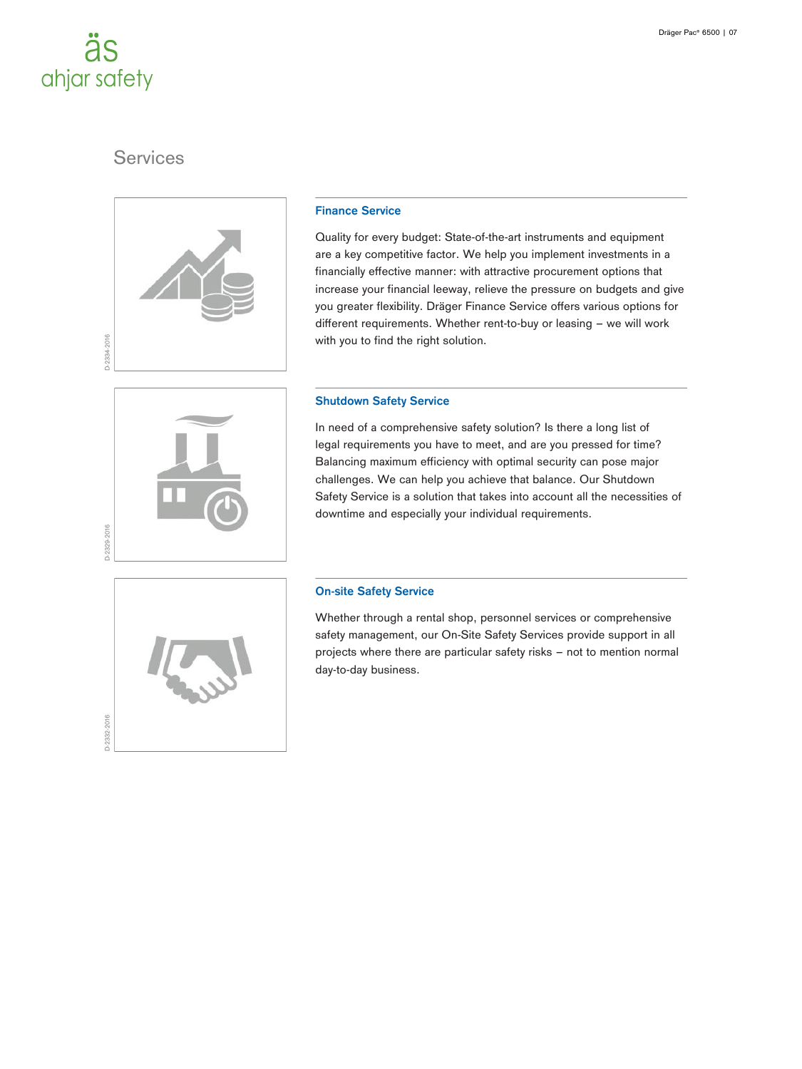## Services

### Finance Service

Quality for every budget: State-of-the-art instruments and equipment are a key competitive factor. We help you implement investments in a financially effective manner: with attractive procurement options that increase your financial leeway, relieve the pressure on budgets and give you greater flexibility. Dräger Finance Service offers various options for different requirements. Whether rent-to-buy or leasing – we will work with you to find the right solution.

### Shutdown Safety Service

In need of a comprehensive safety solution? Is there a long list of legal requirements you have to meet, and are you pressed for time? Balancing maximum efficiency with optimal security can pose major challenges. We can help you achieve that balance. Our Shutdown Safety Service is a solution that takes into account all the necessities of downtime and especially your individual requirements.

### On-site Safety Service

Whether through a rental shop, personnel services or comprehensive safety management, our On-Site Safety Services provide support in all projects where there are particular safety risks – not to mention normal day-to-day business.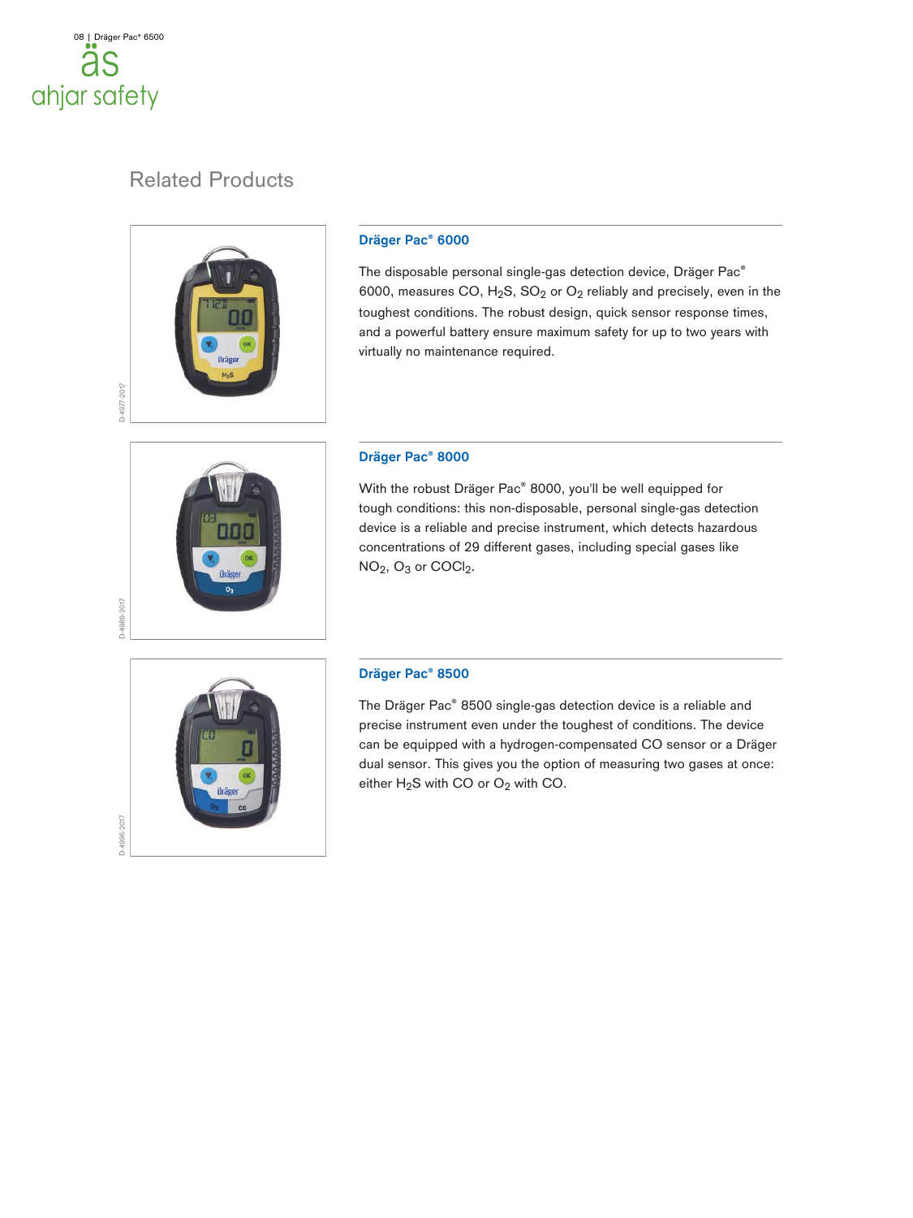## Related Products

### Dräger Pac® 6000

The disposable personal single-gas detection device, Dräger Pac® 6000, measures CO, $H_2S$, $SO_2$ or $O_2$ reliably and precisely, even in the toughest conditions. The robust design, quick sensor response times, and a powerful battery ensure maximum safety for up to two years with virtually no maintenance required.

D-4977-2017

### Dräger Pac® 8000

With the robust Dräger Pac® 8000, you'll be well equipped for tough conditions: this non-disposable, personal single-gas detection device is a reliable and precise instrument, which detects hazardous concentrations of 29 different gases, including special gases like $NO_2$, $O_3$ or $COCl_2$.

D-4989-2017

### Dräger Pac® 8500

The Dräger Pac® 8500 single-gas detection device is a reliable and precise instrument even under the toughest of conditions. The device can be equipped with a hydrogen-compensated CO sensor or a Dräger dual sensor. This gives you the option of measuring two gases at once: either $H_2S$ with CO or $O_2$ with CO.

D-4996-2017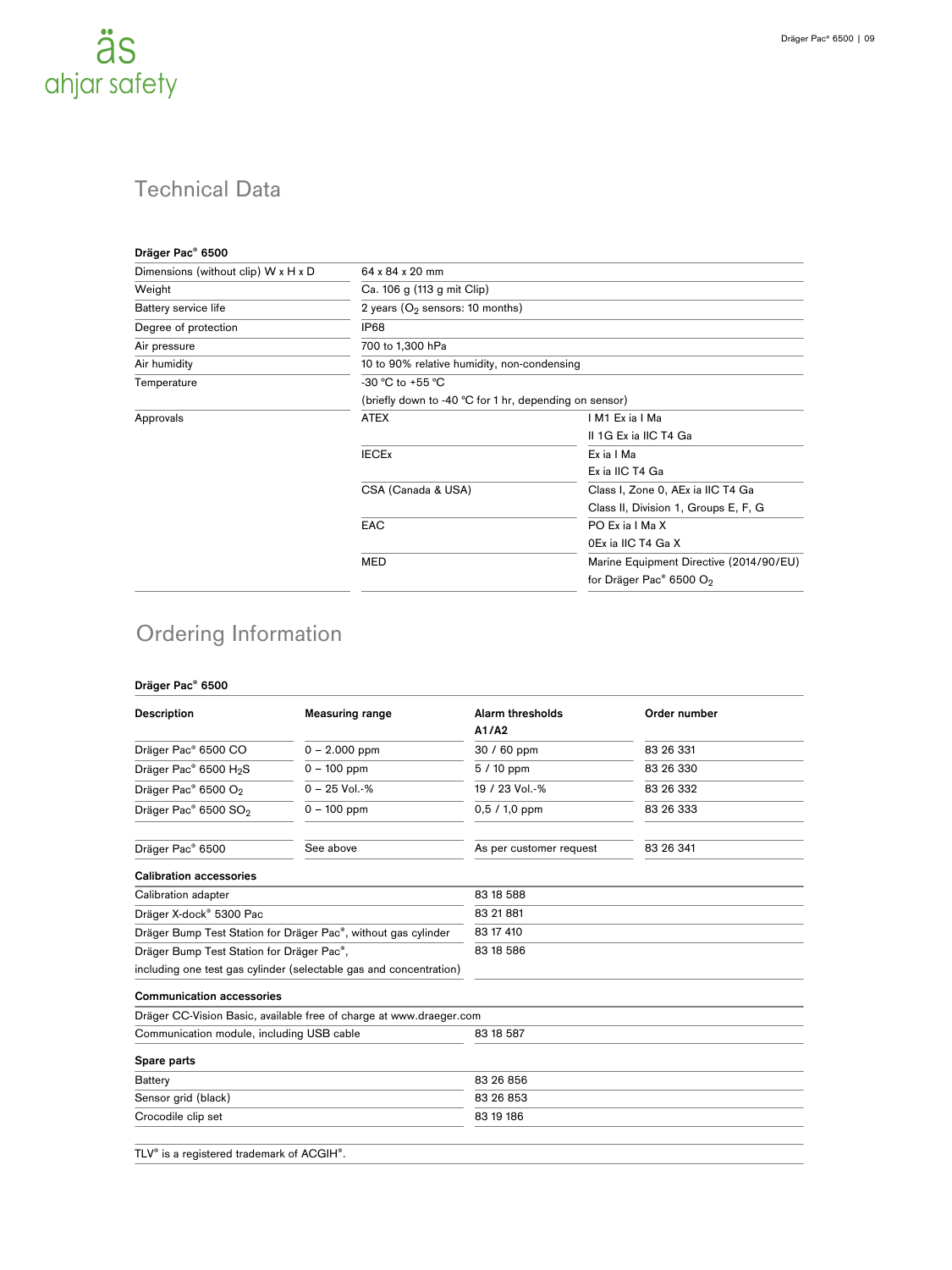## Technical Data

**Dräger Pac® 6500**

| | | |
|---|---|---|
| Dimensions (without clip) W x H x D | 64 x 84 x 20 mm | |
| Weight | Ca. 106 g (113 g mit Clip) | |
| Battery service life | 2 years ($O_2$ sensors: 10 months) | |
| Degree of protection | IP68 | |
| Air pressure | 700 to 1,300 hPa | |
| Air humidity | 10 to 90% relative humidity, non-condensing | |
| Temperature | -30 °C to +55 °C (briefly down to -40 °C for 1 hr, depending on sensor) | |
| Approvals | ATEX | I M1 Ex ia I Ma<br>II 1G Ex ia IIC T4 Ga |
| | IECEx | Ex ia I Ma<br>Ex ia IIC T4 Ga |
| | CSA (Canada & USA) | Class I, Zone 0, AEx ia IIC T4 Ga<br>Class II, Division 1, Groups E, F, G |
| | EAC | PO Ex ia I Ma X<br>0Ex ia IIC T4 Ga X |
| | MED | Marine Equipment Directive (2014/90/EU)<br>for Dräger Pac® 6500 $O_2$ |

## Ordering Information

**Dräger Pac® 6500**

| Description | Measuring range | Alarm thresholds A1/A2 | Order number |
|---|---|---|---|
| Dräger Pac® 6500 CO | 0 – 2.000 ppm | 30 / 60 ppm | 83 26 331 |
| Dräger Pac® 6500 $H_2S$ | 0 – 100 ppm | 5 / 10 ppm | 83 26 330 |
| Dräger Pac® 6500 $O_2$ | 0 – 25 Vol.-% | 19 / 23 Vol.-% | 83 26 332 |
| Dräger Pac® 6500 $SO_2$ | 0 – 100 ppm | 0,5 / 1,0 ppm | 83 26 333 |
| Dräger Pac® 6500 | See above | As per customer request | 83 26 341 |

**Calibration accessories**

| | |
|---|---|
| Calibration adapter | 83 18 588 |
| Dräger X-dock® 5300 Pac | 83 21 881 |
| Dräger Bump Test Station for Dräger Pac®, without gas cylinder | 83 17 410 |
| Dräger Bump Test Station for Dräger Pac®, including one test gas cylinder (selectable gas and concentration) | 83 18 586 |

**Communication accessories**

| | |
|---|---|
| Dräger CC-Vision Basic, available free of charge at www.draeger.com | |
| Communication module, including USB cable | 83 18 587 |

**Spare parts**

| | |
|---|---|
| Battery | 83 26 856 |
| Sensor grid (black) | 83 26 853 |
| Crocodile clip set | 83 19 186 |

TLV® is a registered trademark of ACGIH®.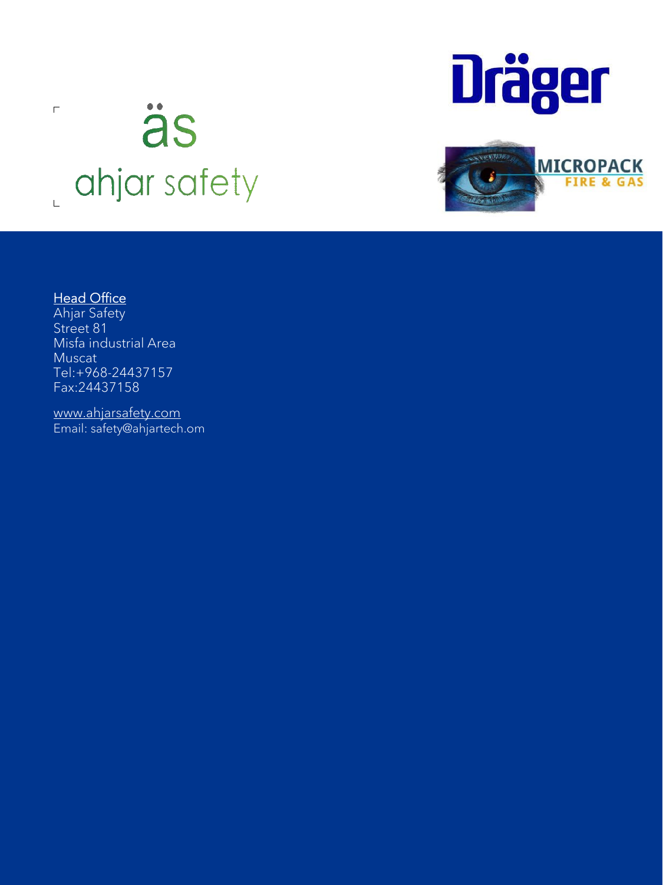äs

ahjar safety

Dräger

MICROPACK FIRE & GAS

Head Office

Ahjar Safety
Street 81
Misfa industrial Area
Muscat
Tel:+968-24437157
Fax:24437158

www.ahjarsafety.com
Email: safety@ahjartech.om